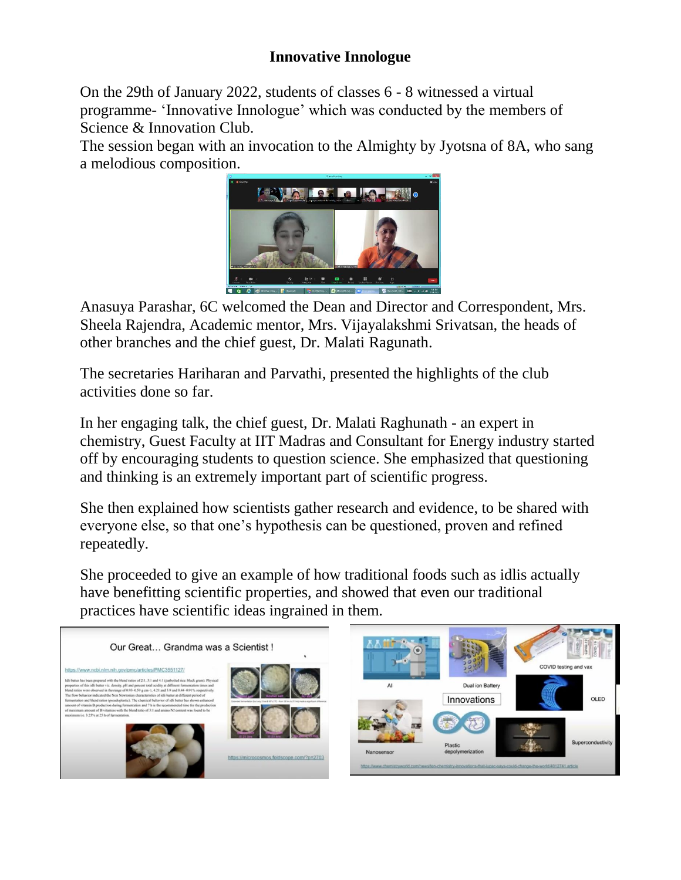# Innovative Innologue

On the 29th of January 2022, students of classes 6 - 8 witnessed a virtual programme- 'Innovative Innologue' which was conducted by the members of Science & Innovation Club.

The session began with an invocation to the Almighty by Jyotsna of 8A, who sang a melodious composition.

Anasuya Parashar, 6C welcomed the Dean and Director and Correspondent, Mrs. Sheela Rajendra, Academic mentor, Mrs. Vijayalakshmi Srivatsan, the heads of other branches and the chief guest, Dr. Malati Ragunath.

The secretaries Hariharan and Parvathi, presented the highlights of the club activities done so far.

In her engaging talk, the chief guest, Dr. Malati Raghunath - an expert in chemistry, Guest Faculty at IIT Madras and Consultant for Energy industry started off by encouraging students to question science. She emphasized that questioning and thinking is an extremely important part of scientific progress.

She then explained how scientists gather research and evidence, to be shared with everyone else, so that one's hypothesis can be questioned, proven and refined repeatedly.

She proceeded to give an example of how traditional foods such as idlis actually have benefitting scientific properties, and showed that even our traditional practices have scientific ideas ingrained in them.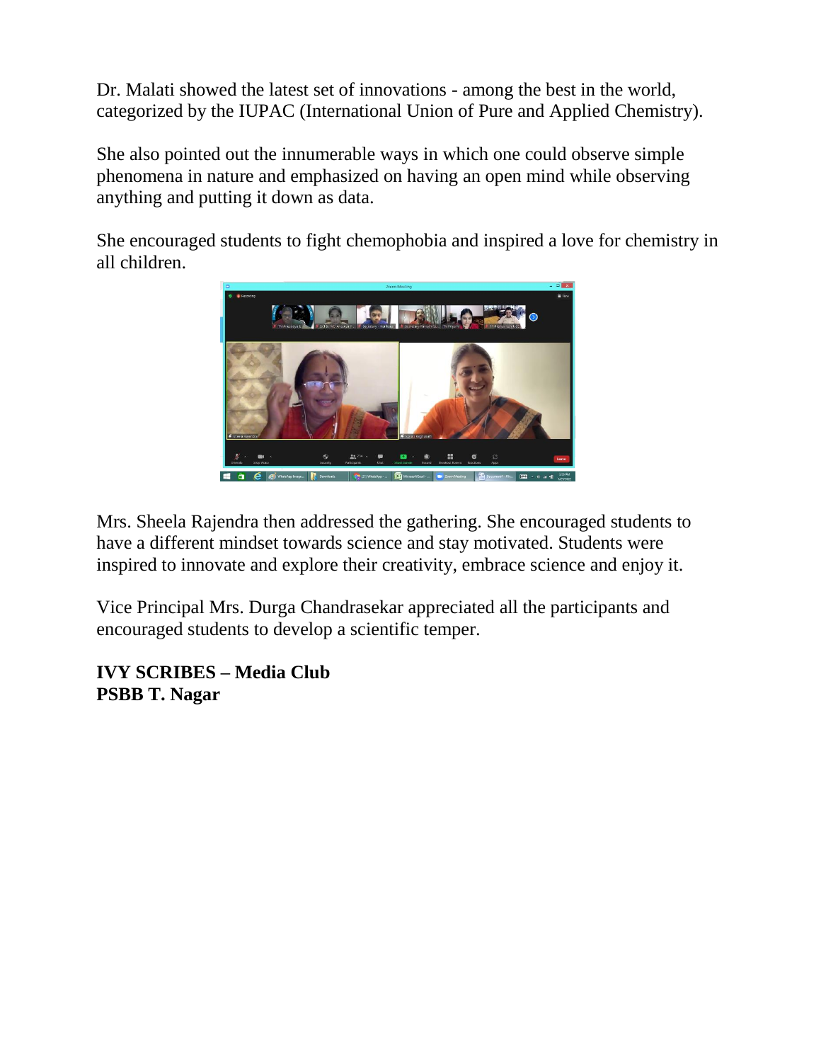Dr. Malati showed the latest set of innovations - among the best in the world, categorized by the IUPAC (International Union of Pure and Applied Chemistry).

She also pointed out the innumerable ways in which one could observe simple phenomena in nature and emphasized on having an open mind while observing anything and putting it down as data.

She encouraged students to fight chemophobia and inspired a love for chemistry in all children.

Mrs. Sheela Rajendra then addressed the gathering. She encouraged students to have a different mindset towards science and stay motivated. Students were inspired to innovate and explore their creativity, embrace science and enjoy it.

Vice Principal Mrs. Durga Chandrasekar appreciated all the participants and encouraged students to develop a scientific temper.

**IVY SCRIBES – Media Club**
**PSBB T. Nagar**